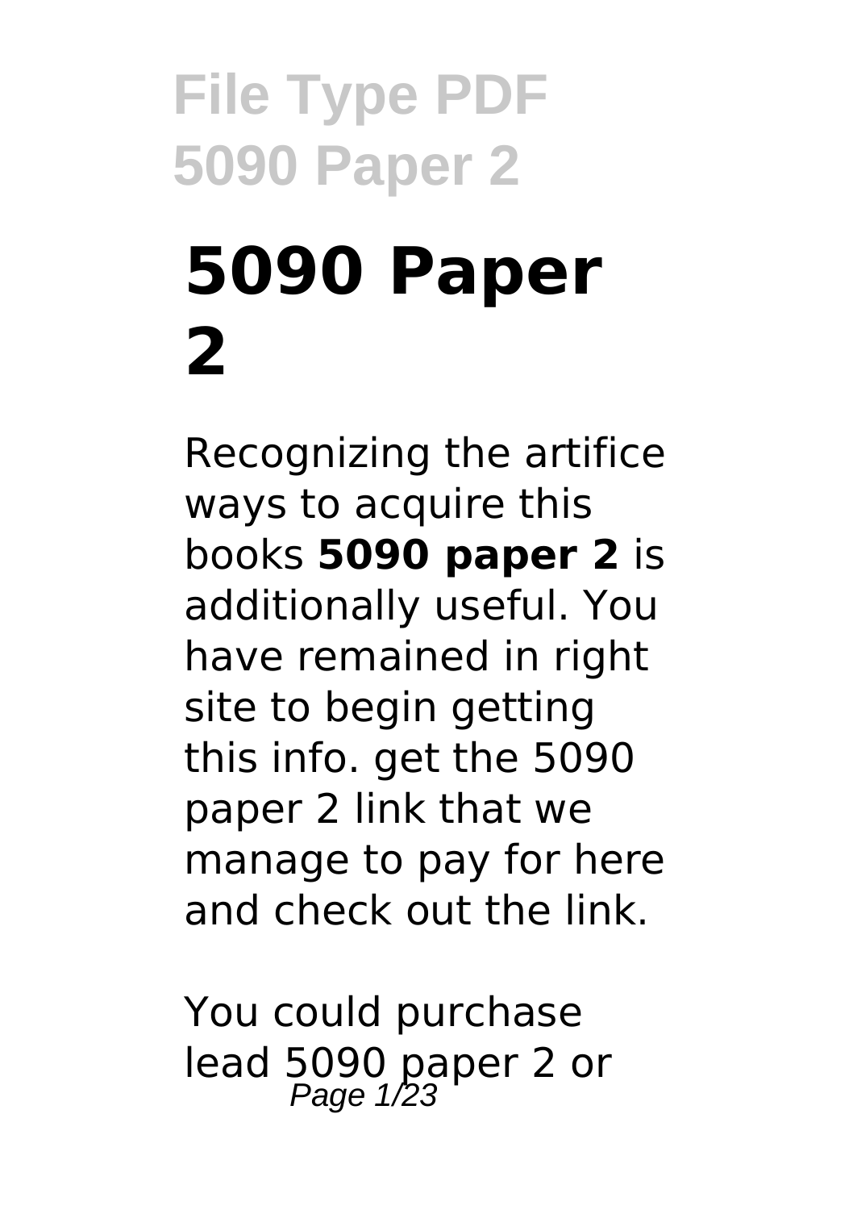# 5090 Paper 2

Recognizing the artifice ways to acquire this books **5090 paper 2** is additionally useful. You have remained in right site to begin getting this info. get the 5090 paper 2 link that we manage to pay for here and check out the link.

You could purchase lead 5090 paper 2 or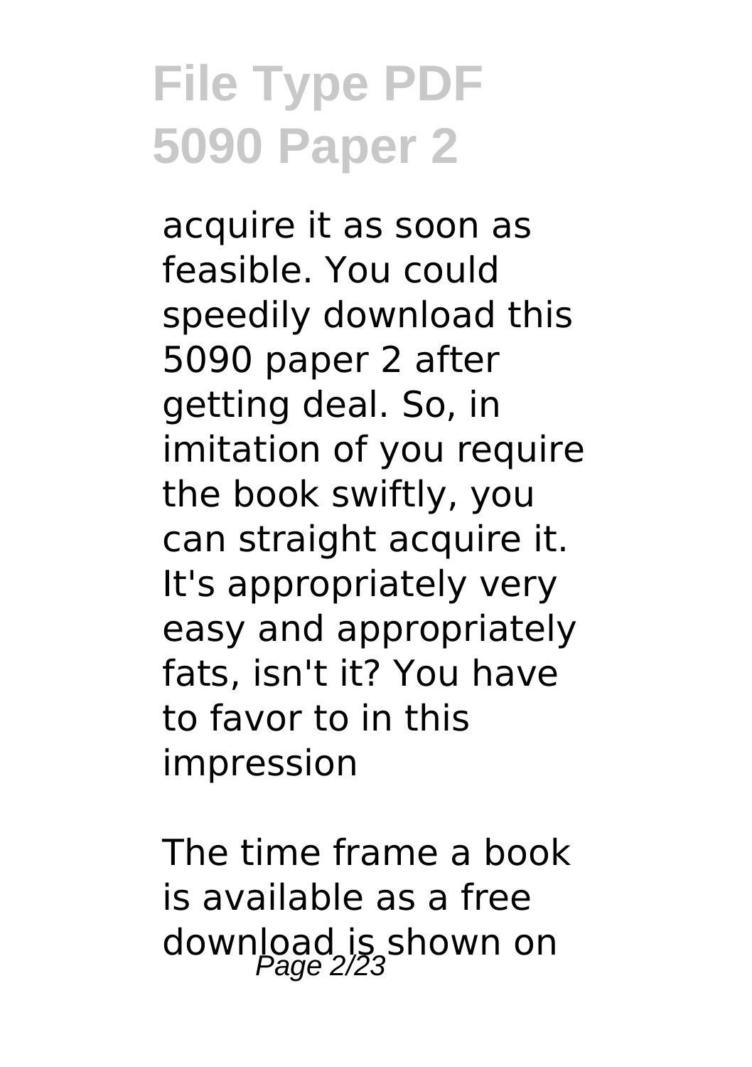acquire it as soon as feasible. You could speedily download this 5090 paper 2 after getting deal. So, in imitation of you require the book swiftly, you can straight acquire it. It's appropriately very easy and appropriately fats, isn't it? You have to favor to in this impression

The time frame a book is available as a free download is shown on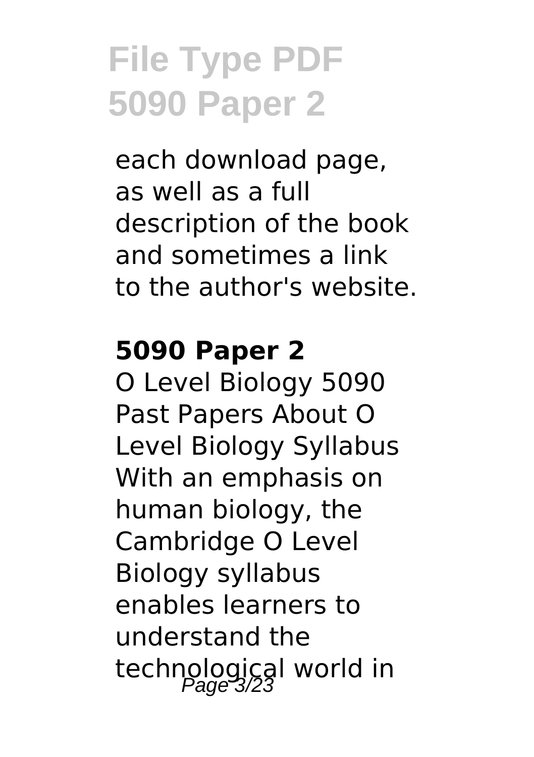each download page, as well as a full description of the book and sometimes a link to the author's website.

**5090 Paper 2**

O Level Biology 5090 Past Papers About O Level Biology Syllabus With an emphasis on human biology, the Cambridge O Level Biology syllabus enables learners to understand the technological world in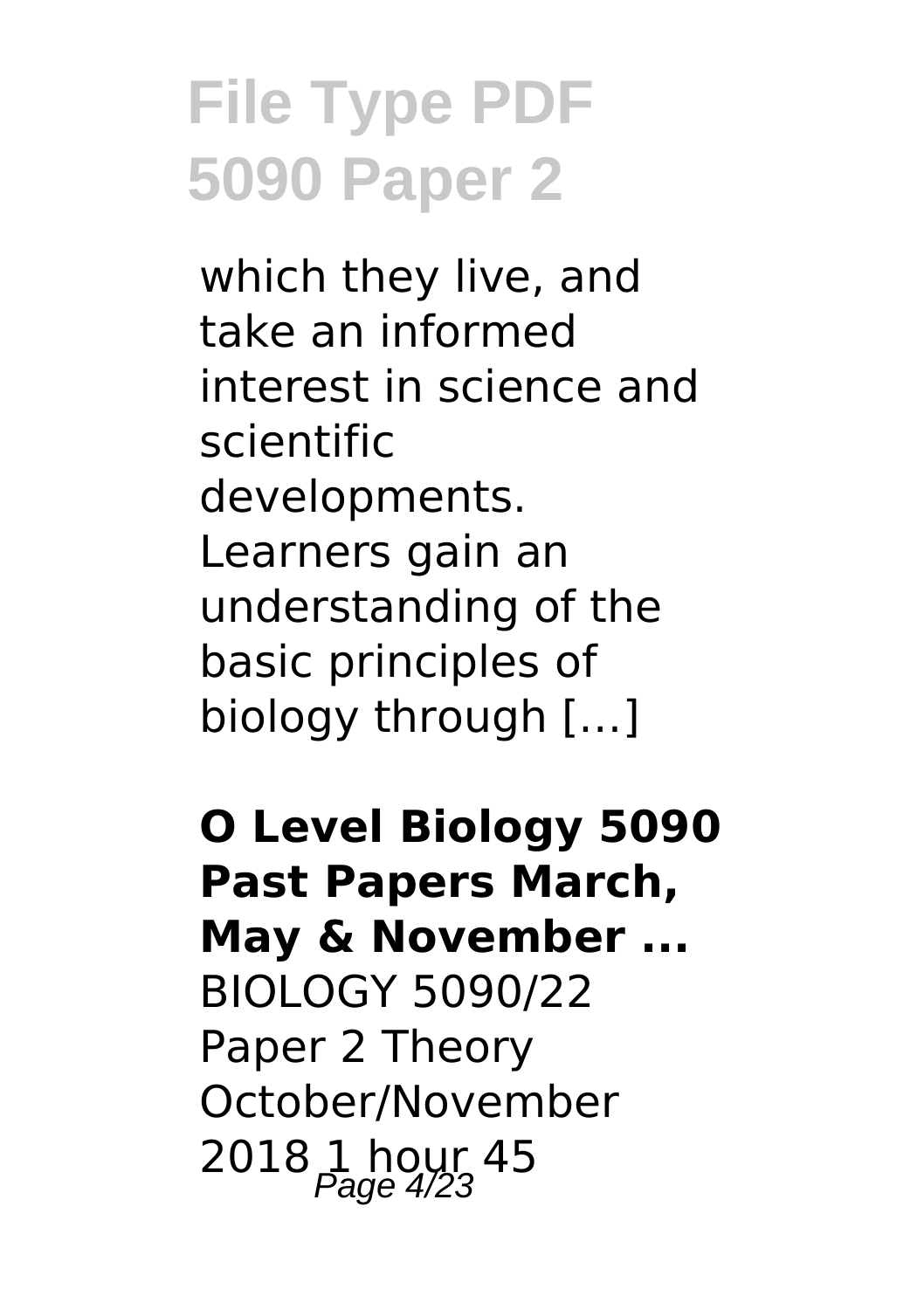which they live, and take an informed interest in science and scientific developments. Learners gain an understanding of the basic principles of biology through […]

**O Level Biology 5090 Past Papers March, May & November ...**

BIOLOGY 5090/22 Paper 2 Theory October/November 2018 1 hour 45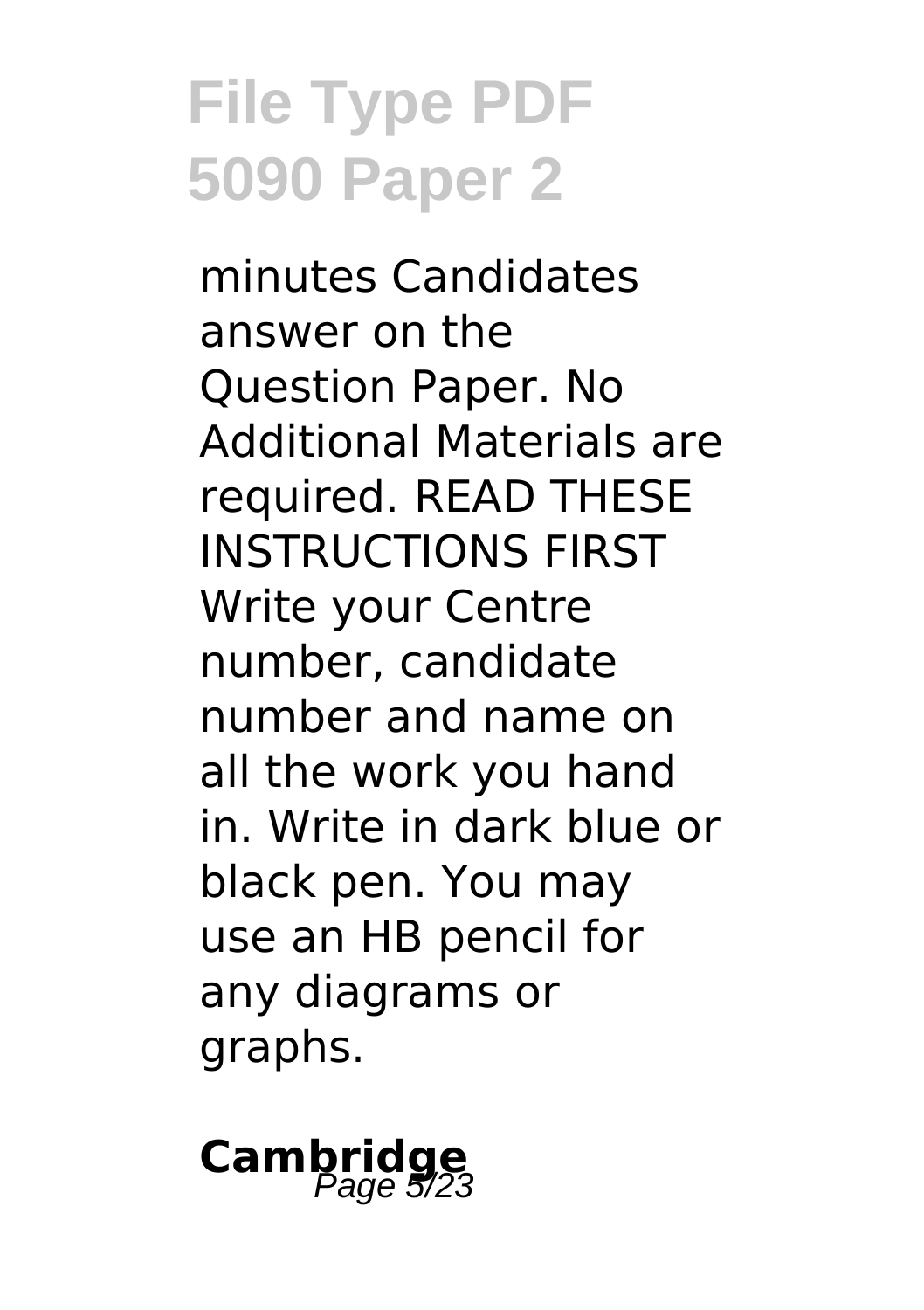minutes Candidates answer on the Question Paper. No Additional Materials are required. READ THESE INSTRUCTIONS FIRST Write your Centre number, candidate number and name on all the work you hand in. Write in dark blue or black pen. You may use an HB pencil for any diagrams or graphs.

## Cambridge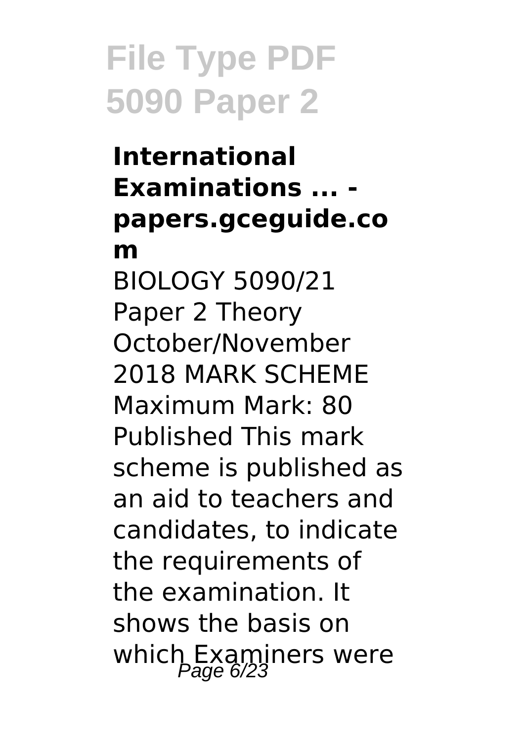**International Examinations ... - papers.gceguide.com**

BIOLOGY 5090/21 Paper 2 Theory October/November 2018 MARK SCHEME Maximum Mark: 80 Published This mark scheme is published as an aid to teachers and candidates, to indicate the requirements of the examination. It shows the basis on which Examiners were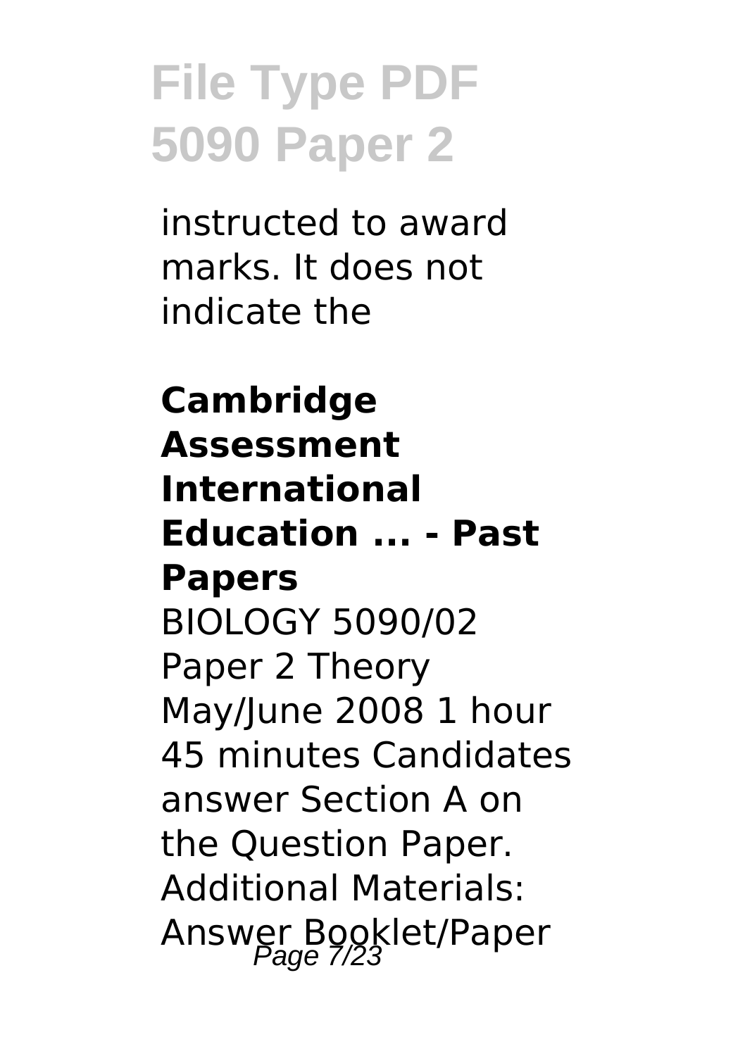instructed to award marks. It does not indicate the

**Cambridge Assessment International Education ... - Past Papers**

BIOLOGY 5090/02 Paper 2 Theory May/June 2008 1 hour 45 minutes Candidates answer Section A on the Question Paper. Additional Materials: Answer Booklet/Paper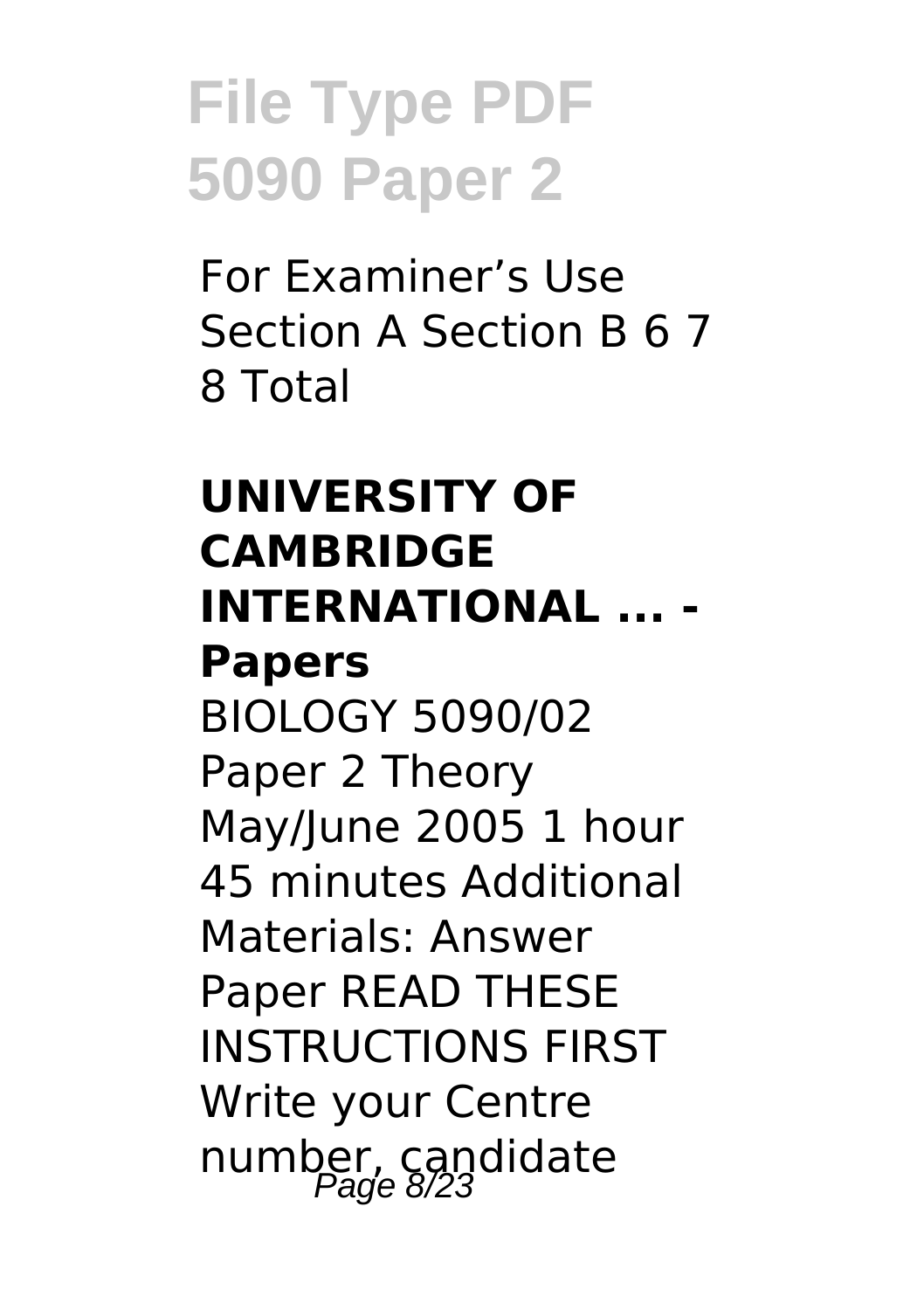For Examiner's Use Section A Section B 6 7 8 Total

**UNIVERSITY OF CAMBRIDGE INTERNATIONAL ... - Papers**

BIOLOGY 5090/02 Paper 2 Theory May/June 2005 1 hour 45 minutes Additional Materials: Answer Paper READ THESE INSTRUCTIONS FIRST Write your Centre number, candidate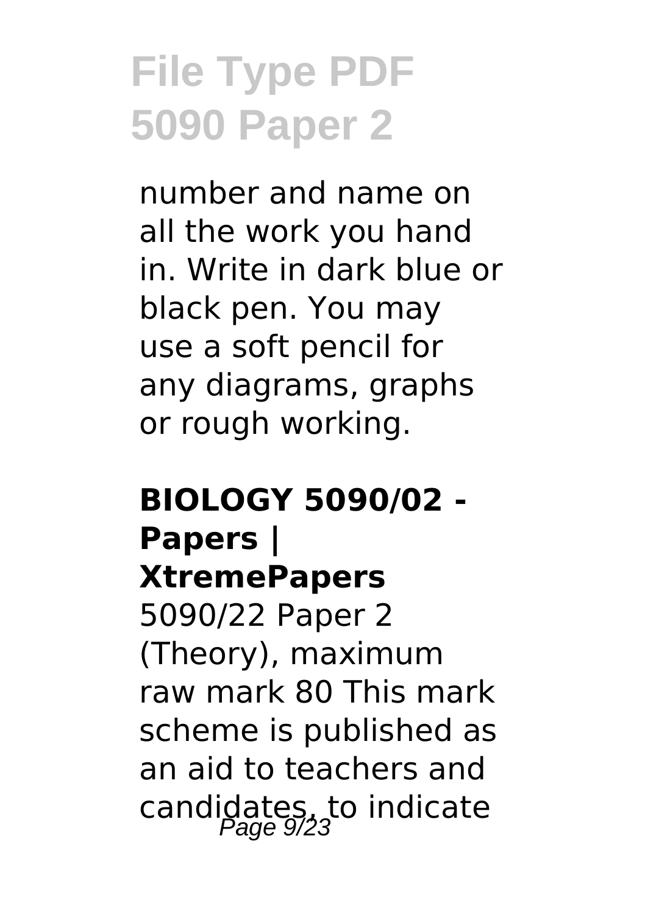number and name on all the work you hand in. Write in dark blue or black pen. You may use a soft pencil for any diagrams, graphs or rough working.

**BIOLOGY 5090/02 - Papers | XtremePapers**

5090/22 Paper 2 (Theory), maximum raw mark 80 This mark scheme is published as an aid to teachers and candidates, to indicate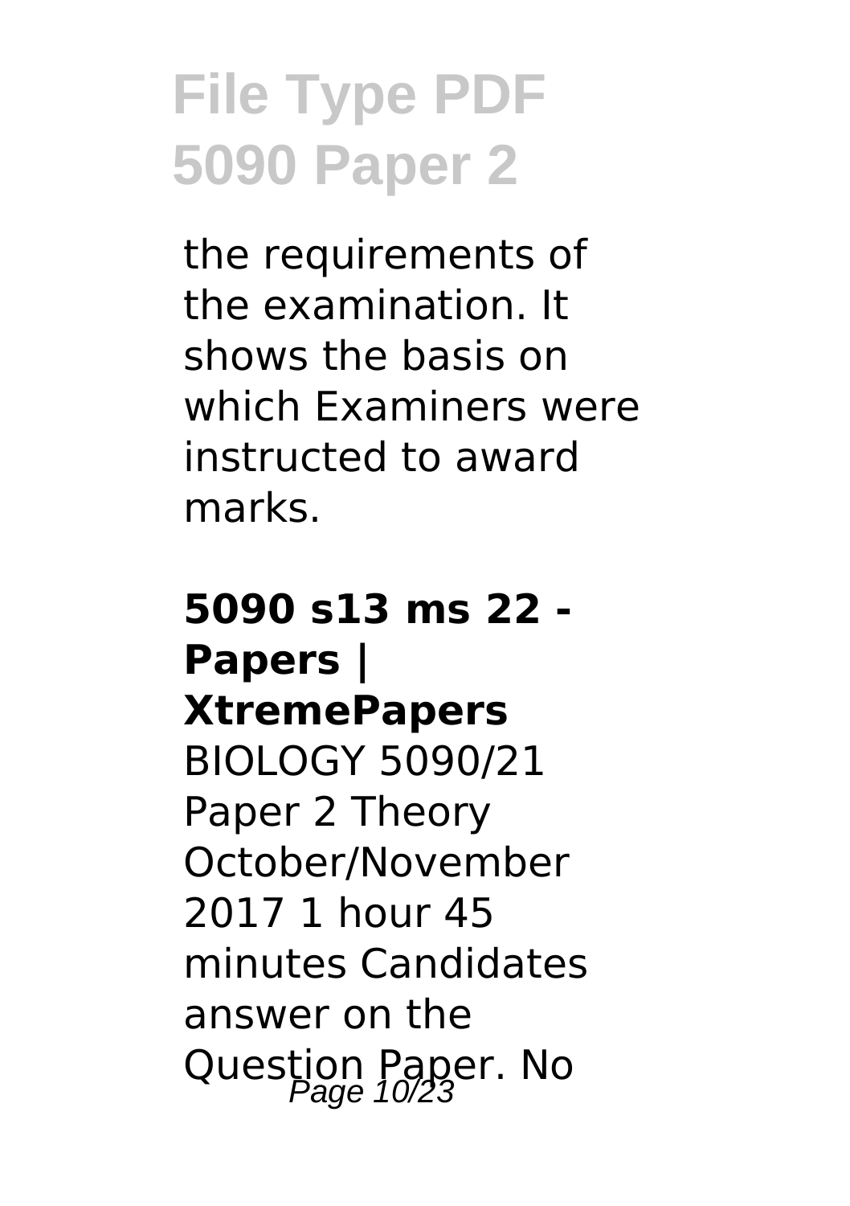the requirements of the examination. It shows the basis on which Examiners were instructed to award marks.

**5090 s13 ms 22 - Papers | XtremePapers**

BIOLOGY 5090/21 Paper 2 Theory October/November 2017 1 hour 45 minutes Candidates answer on the Question Paper. No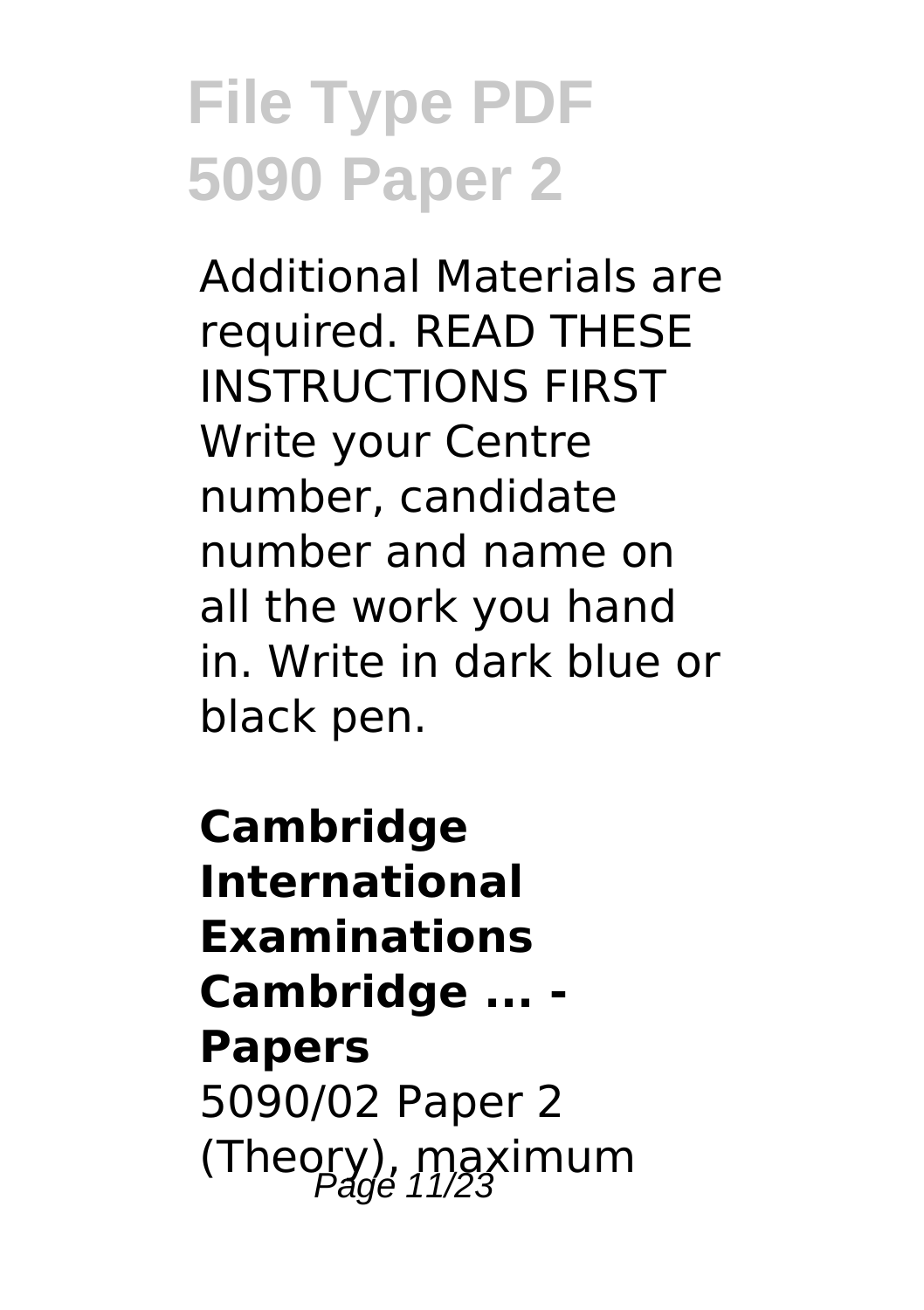# File Type PDF 5090 Paper 2

Additional Materials are required. READ THESE INSTRUCTIONS FIRST Write your Centre number, candidate number and name on all the work you hand in. Write in dark blue or black pen.

**Cambridge International Examinations Cambridge ... - Papers**

5090/02 Paper 2 (Theory), maximum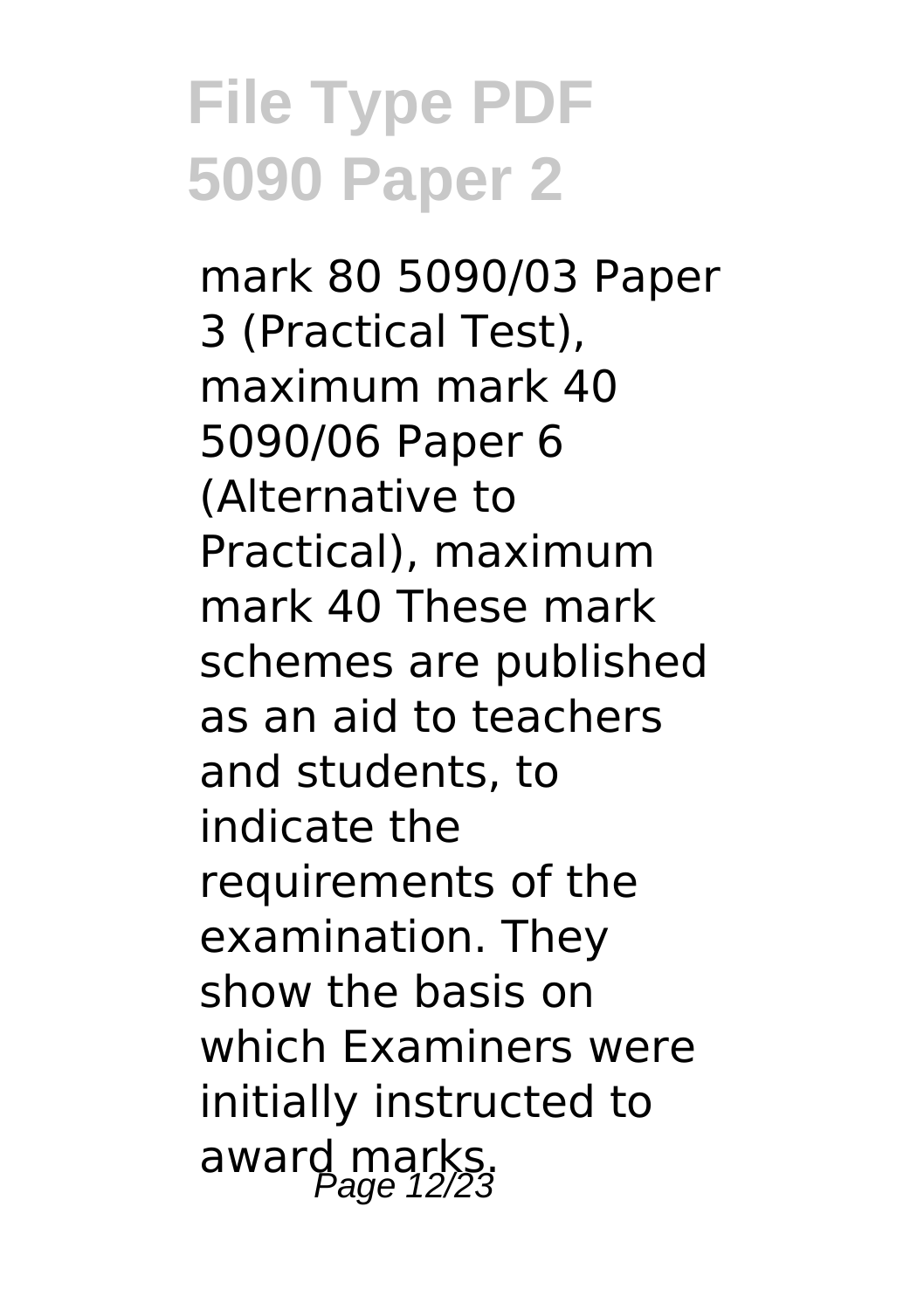mark 80 5090/03 Paper 3 (Practical Test), maximum mark 40 5090/06 Paper 6 (Alternative to Practical), maximum mark 40 These mark schemes are published as an aid to teachers and students, to indicate the requirements of the examination. They show the basis on which Examiners were initially instructed to award marks.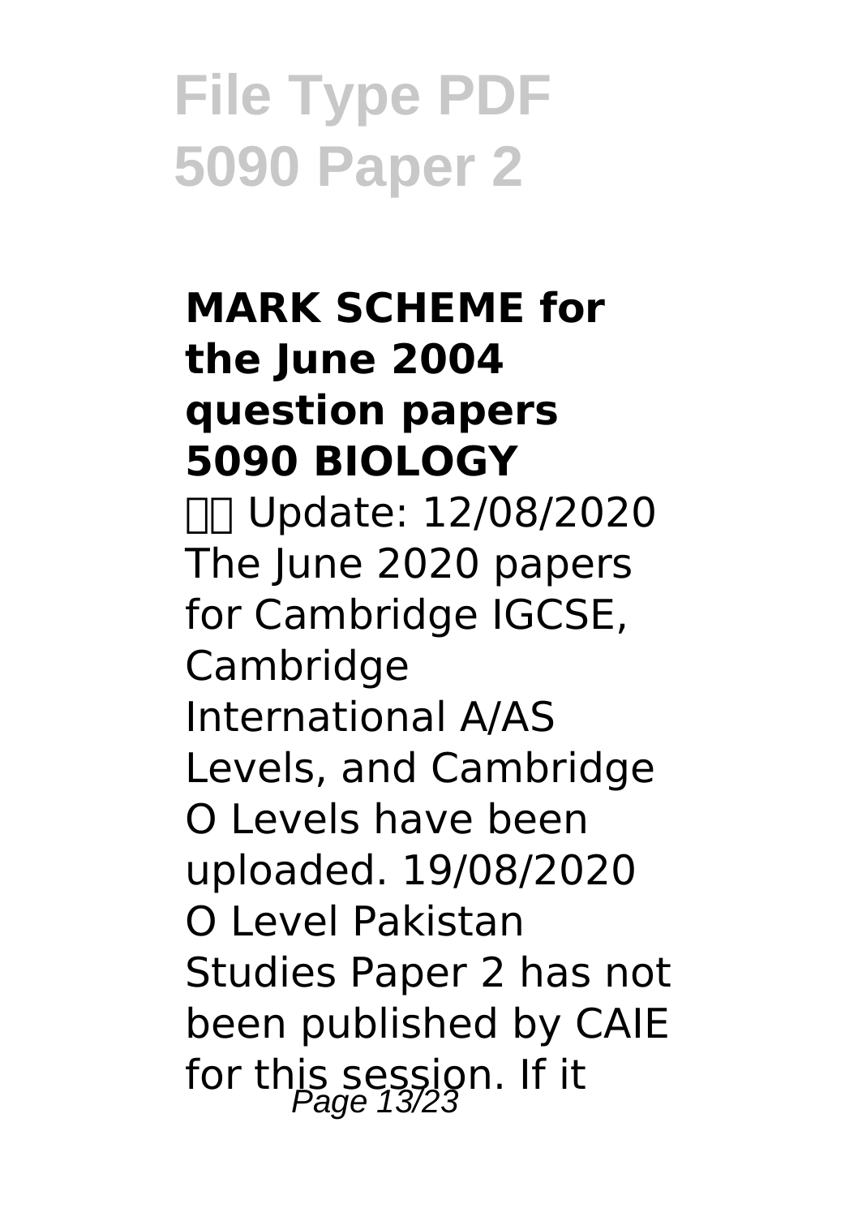# File Type PDF 5090 Paper 2

**MARK SCHEME for the June 2004 question papers 5090 BIOLOGY**

□□ Update: 12/08/2020 The June 2020 papers for Cambridge IGCSE, Cambridge International A/AS Levels, and Cambridge O Levels have been uploaded. 19/08/2020 O Level Pakistan Studies Paper 2 has not been published by CAIE for this session. If it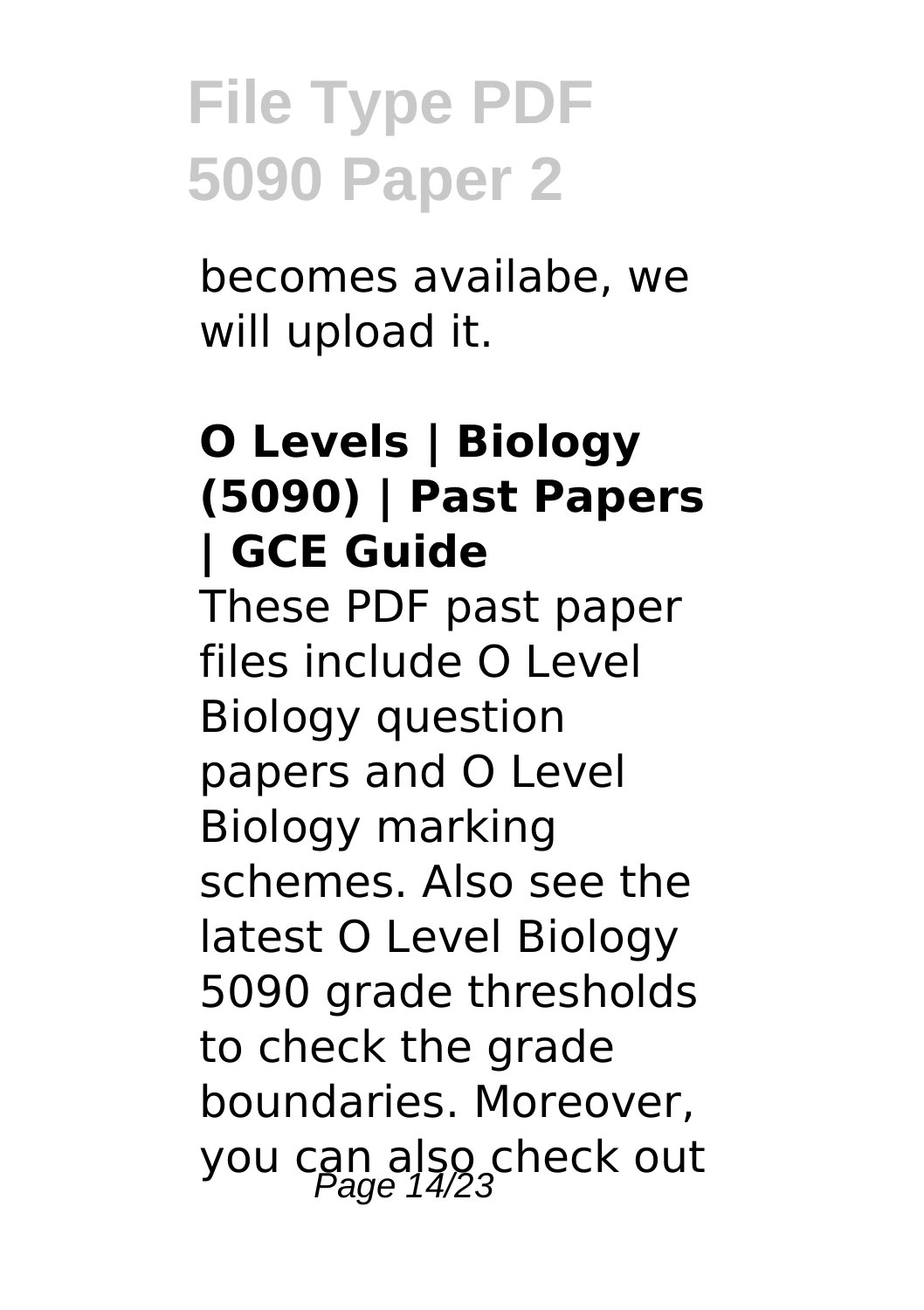becomes availabe, we will upload it.

### O Levels | Biology (5090) | Past Papers | GCE Guide

These PDF past paper files include O Level Biology question papers and O Level Biology marking schemes. Also see the latest O Level Biology 5090 grade thresholds to check the grade boundaries. Moreover, you can also check out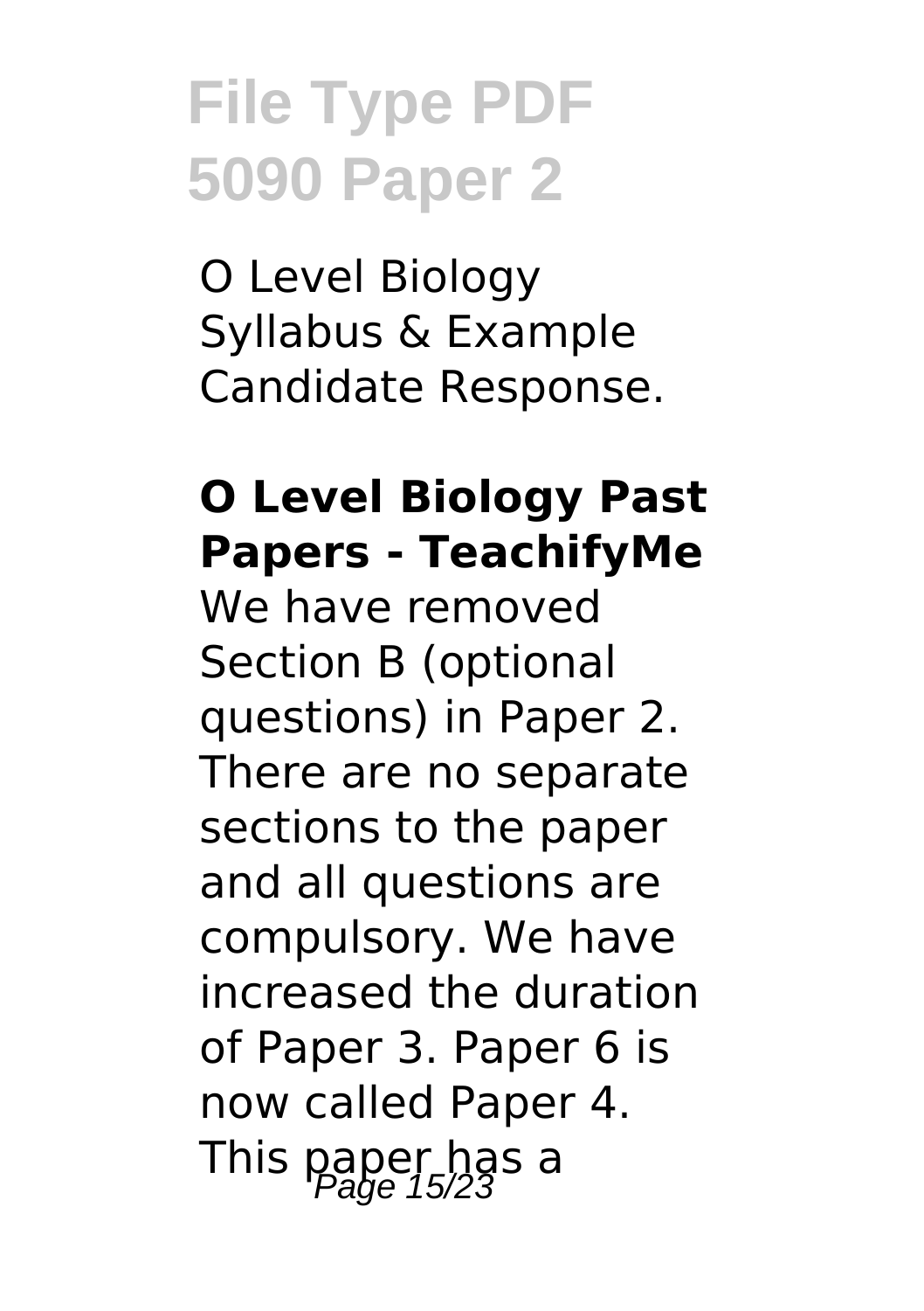# File Type PDF 5090 Paper 2

O Level Biology Syllabus & Example Candidate Response.

**O Level Biology Past Papers - TeachifyMe**

We have removed Section B (optional questions) in Paper 2. There are no separate sections to the paper and all questions are compulsory. We have increased the duration of Paper 3. Paper 6 is now called Paper 4. This paper has a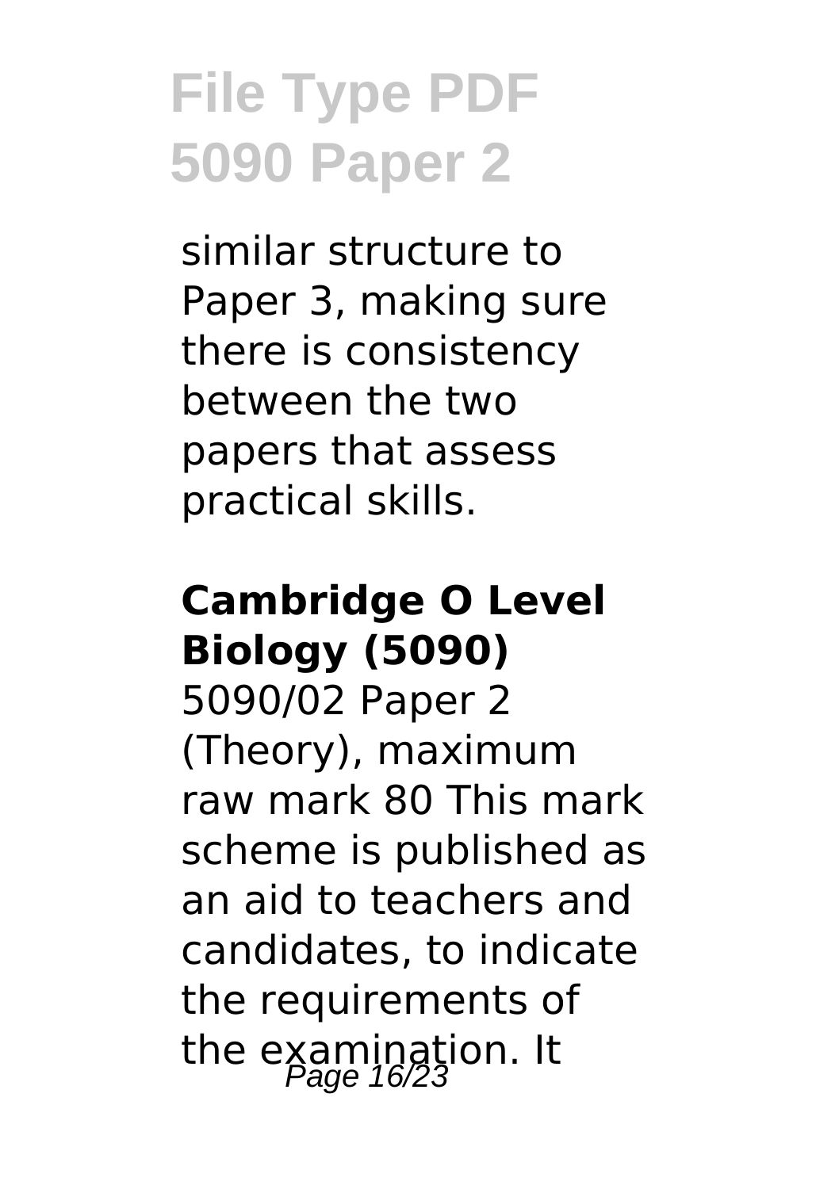similar structure to Paper 3, making sure there is consistency between the two papers that assess practical skills.

## Cambridge O Level Biology (5090)

5090/02 Paper 2 (Theory), maximum raw mark 80 This mark scheme is published as an aid to teachers and candidates, to indicate the requirements of the examination. It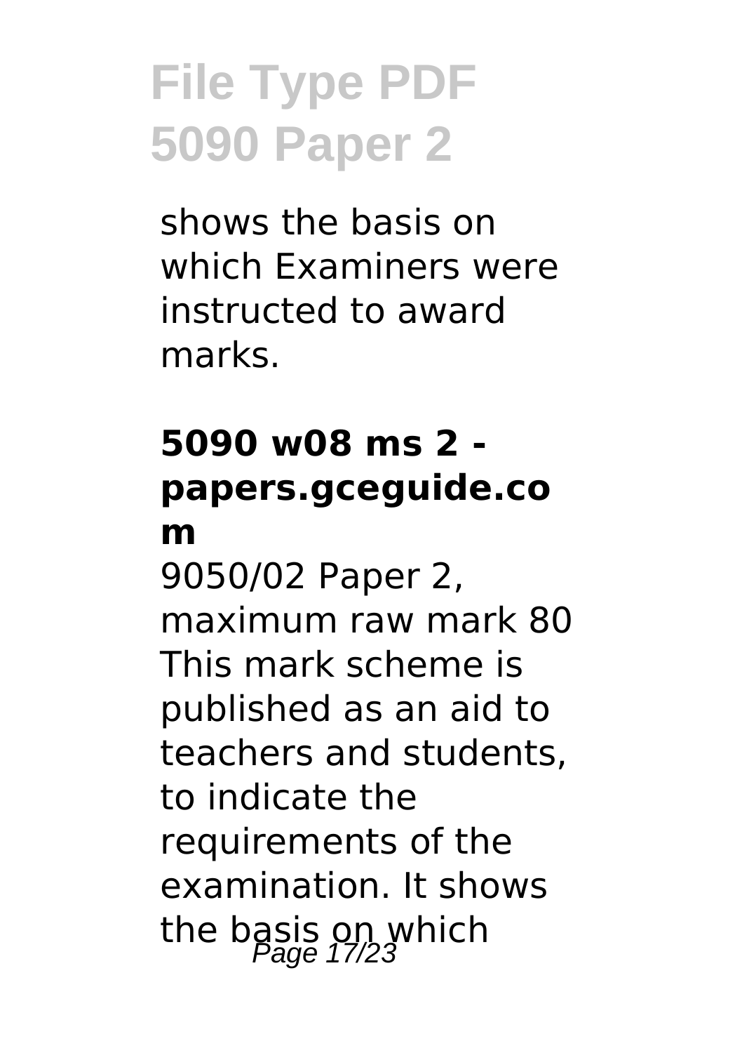shows the basis on which Examiners were instructed to award marks.

### 5090 w08 ms 2 - papers.gceguide.com

9050/02 Paper 2, maximum raw mark 80 This mark scheme is published as an aid to teachers and students, to indicate the requirements of the examination. It shows the basis on which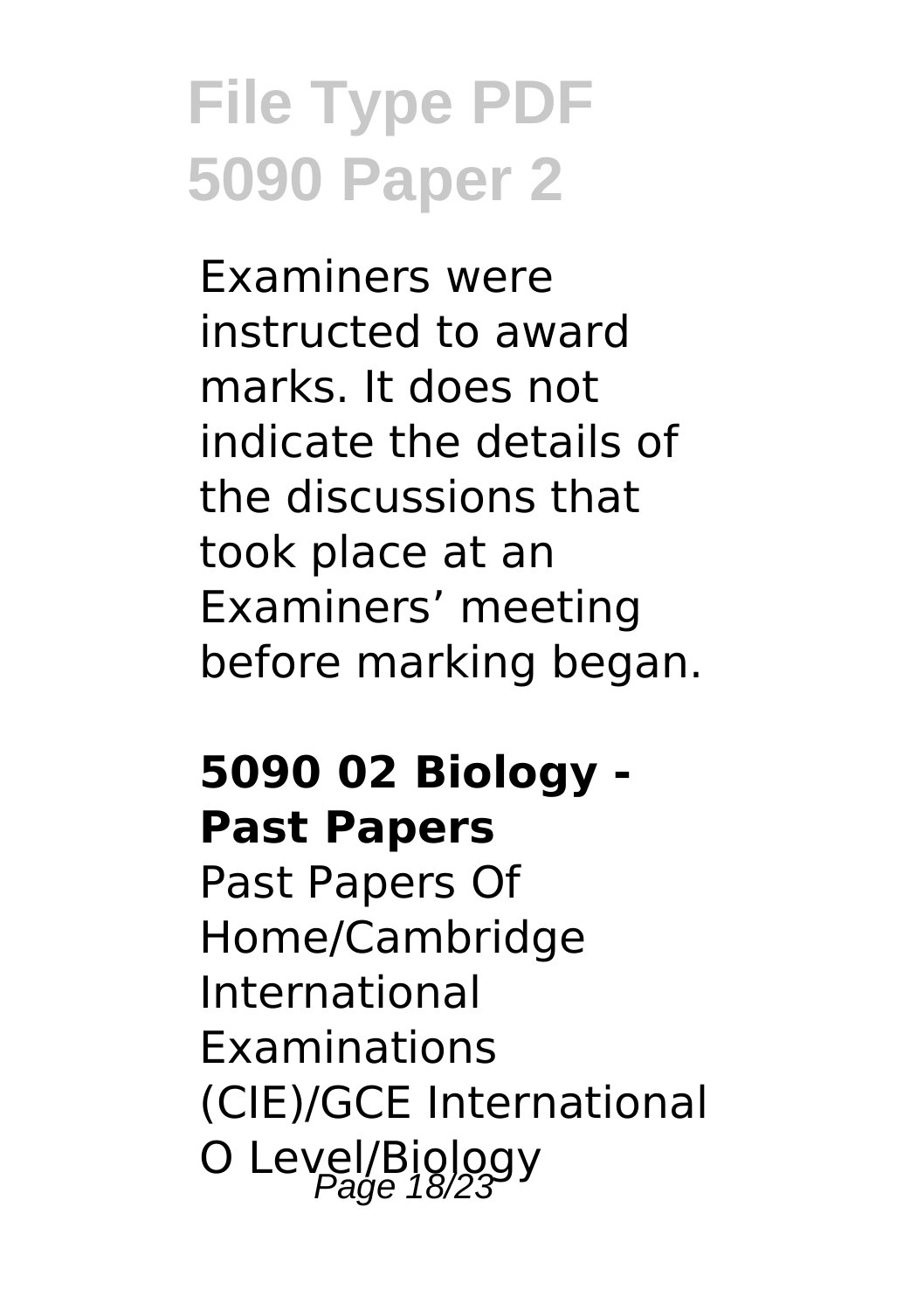Examiners were instructed to award marks. It does not indicate the details of the discussions that took place at an Examiners' meeting before marking began.

**5090 02 Biology - Past Papers**

Past Papers Of Home/Cambridge International Examinations (CIE)/GCE International O Level/Biology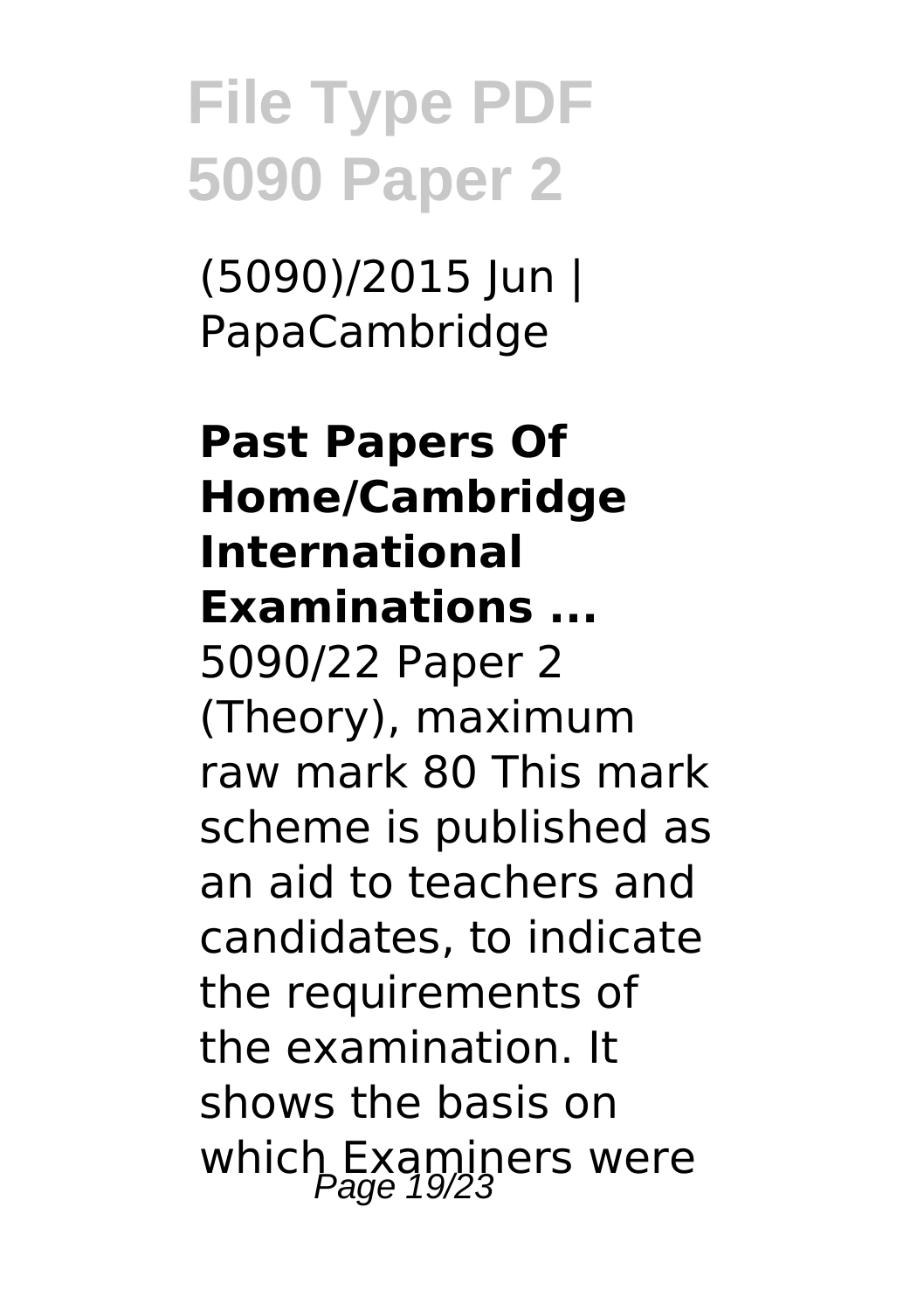(5090)/2015 Jun | PapaCambridge

**Past Papers Of Home/Cambridge International Examinations ...**
5090/22 Paper 2 (Theory), maximum raw mark 80 This mark scheme is published as an aid to teachers and candidates, to indicate the requirements of the examination. It shows the basis on which Examiners were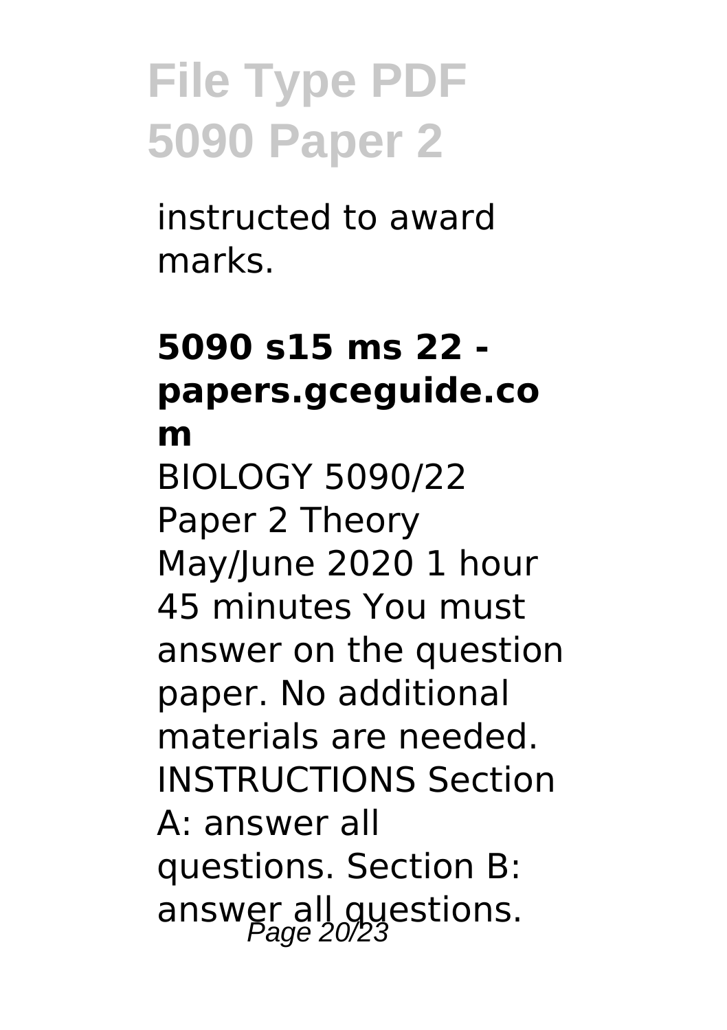instructed to award marks.

**5090 s15 ms 22 - papers.gceguide.com**

BIOLOGY 5090/22 Paper 2 Theory May/June 2020 1 hour 45 minutes You must answer on the question paper. No additional materials are needed. INSTRUCTIONS Section A: answer all questions. Section B: answer all questions.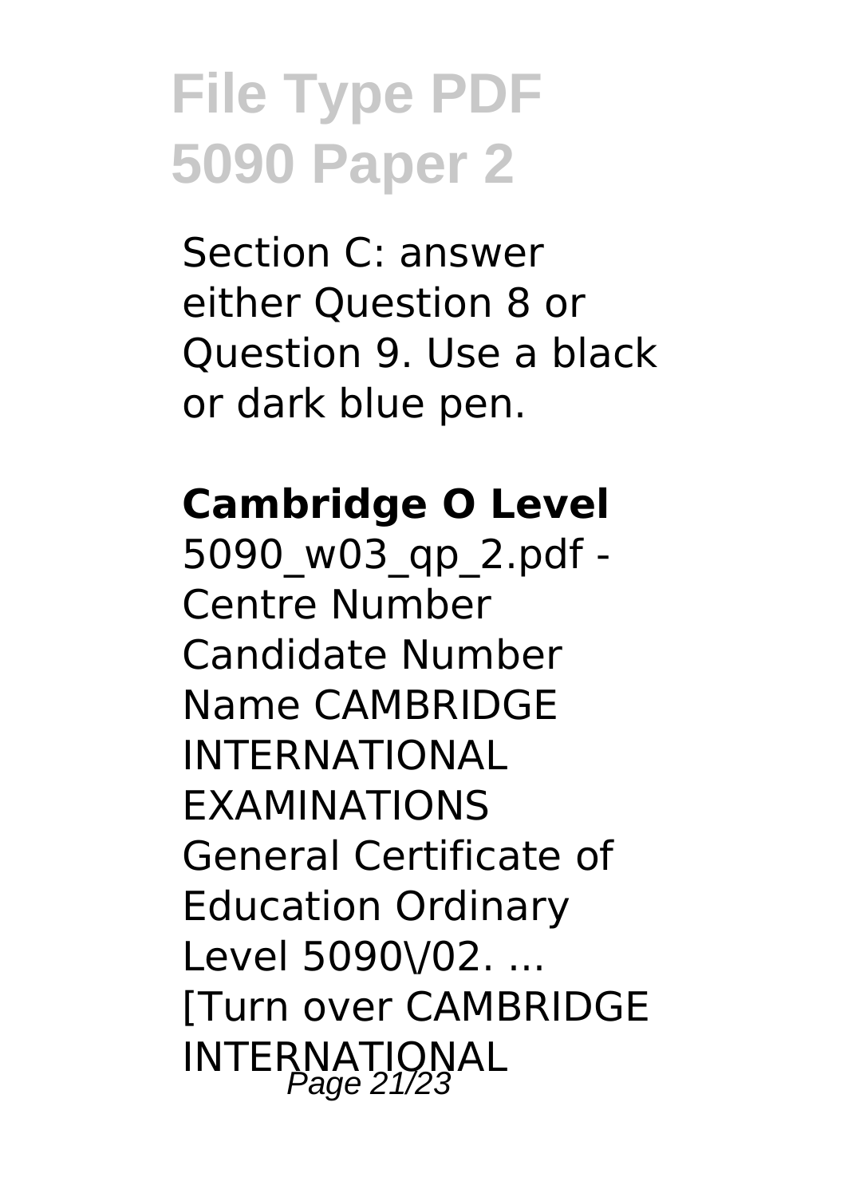Section C: answer either Question 8 or Question 9. Use a black or dark blue pen.

**Cambridge O Level**

5090_w03_qp_2.pdf - Centre Number Candidate Number Name CAMBRIDGE INTERNATIONAL EXAMINATIONS General Certificate of Education Ordinary Level 5090\/02. ... [Turn over CAMBRIDGE INTERNATIONAL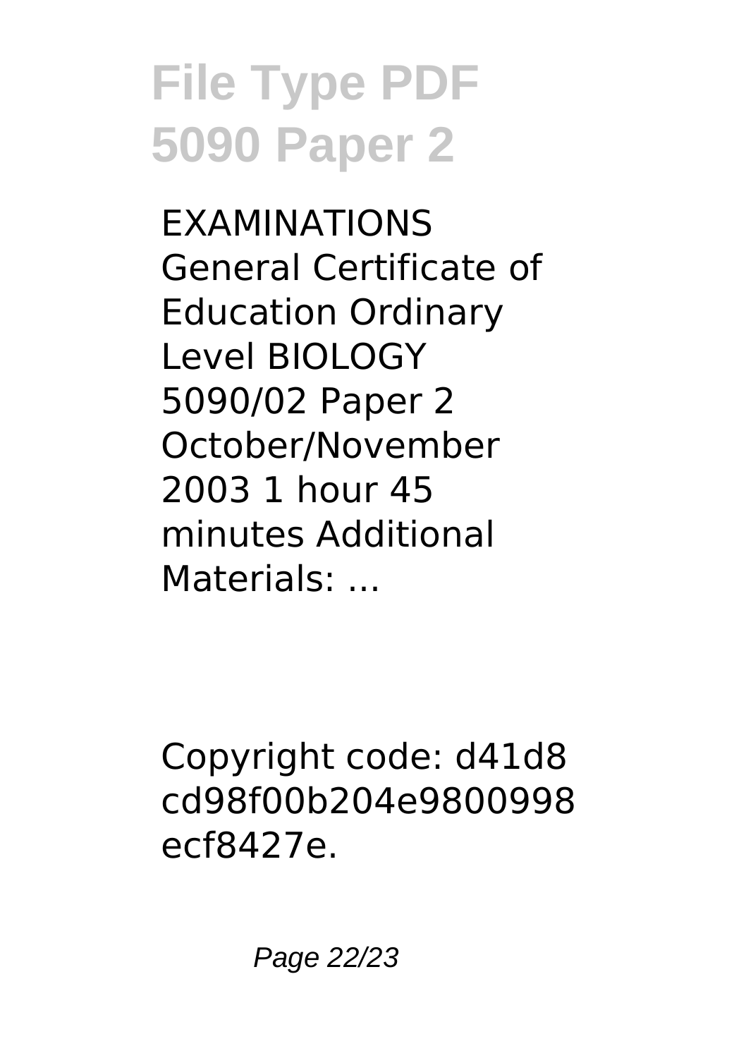EXAMINATIONS General Certificate of Education Ordinary Level BIOLOGY 5090/02 Paper 2 October/November 2003 1 hour 45 minutes Additional Materials: ...

Copyright code: d41d8cd98f00b204e9800998ecf8427e.